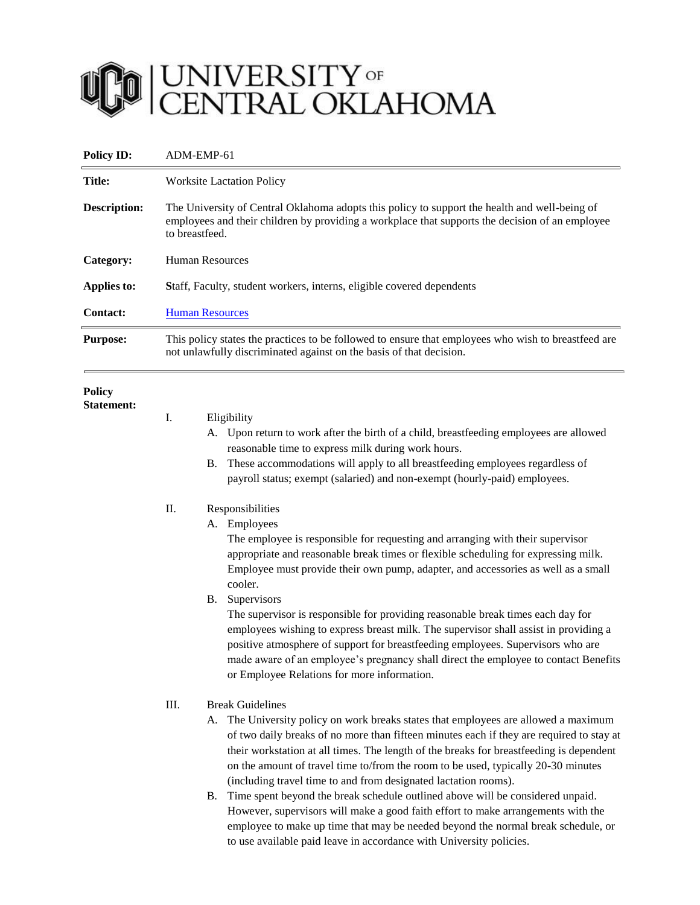# UNIVERSITY OF CENTRAL OKLAHOMA

| | |
|---|---|
| **Policy ID:** | ADM-EMP-61 |
| **Title:** | Worksite Lactation Policy |
| **Description:** | The University of Central Oklahoma adopts this policy to support the health and well-being of employees and their children by providing a workplace that supports the decision of an employee to breastfeed. |
| **Category:** | Human Resources |
| **Applies to:** | **S**taff, Faculty, student workers, interns, eligible covered dependents |
| **Contact:** | Human Resources |
| **Purpose:** | This policy states the practices to be followed to ensure that employees who wish to breastfeed are not unlawfully discriminated against on the basis of that decision. |

**Policy Statement:**

I. Eligibility

A. Upon return to work after the birth of a child, breastfeeding employees are allowed reasonable time to express milk during work hours.

B. These accommodations will apply to all breastfeeding employees regardless of payroll status; exempt (salaried) and non-exempt (hourly-paid) employees.

II. Responsibilities

A. Employees

The employee is responsible for requesting and arranging with their supervisor appropriate and reasonable break times or flexible scheduling for expressing milk. Employee must provide their own pump, adapter, and accessories as well as a small cooler.

B. Supervisors

The supervisor is responsible for providing reasonable break times each day for employees wishing to express breast milk. The supervisor shall assist in providing a positive atmosphere of support for breastfeeding employees. Supervisors who are made aware of an employee's pregnancy shall direct the employee to contact Benefits or Employee Relations for more information.

III. Break Guidelines

A. The University policy on work breaks states that employees are allowed a maximum of two daily breaks of no more than fifteen minutes each if they are required to stay at their workstation at all times. The length of the breaks for breastfeeding is dependent on the amount of travel time to/from the room to be used, typically 20-30 minutes (including travel time to and from designated lactation rooms).

B. Time spent beyond the break schedule outlined above will be considered unpaid. However, supervisors will make a good faith effort to make arrangements with the employee to make up time that may be needed beyond the normal break schedule, or to use available paid leave in accordance with University policies.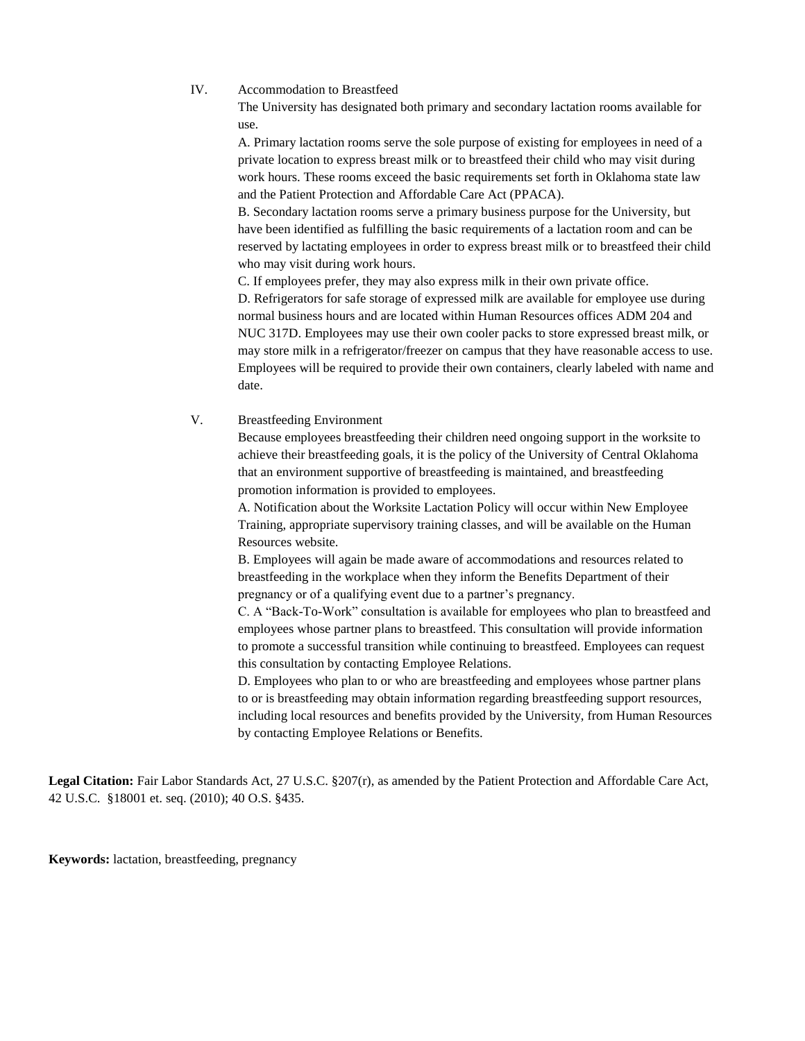IV. Accommodation to Breastfeed

The University has designated both primary and secondary lactation rooms available for use.

A. Primary lactation rooms serve the sole purpose of existing for employees in need of a private location to express breast milk or to breastfeed their child who may visit during work hours. These rooms exceed the basic requirements set forth in Oklahoma state law and the Patient Protection and Affordable Care Act (PPACA).

B. Secondary lactation rooms serve a primary business purpose for the University, but have been identified as fulfilling the basic requirements of a lactation room and can be reserved by lactating employees in order to express breast milk or to breastfeed their child who may visit during work hours.

C. If employees prefer, they may also express milk in their own private office.

D. Refrigerators for safe storage of expressed milk are available for employee use during normal business hours and are located within Human Resources offices ADM 204 and NUC 317D. Employees may use their own cooler packs to store expressed breast milk, or may store milk in a refrigerator/freezer on campus that they have reasonable access to use. Employees will be required to provide their own containers, clearly labeled with name and date.

V. Breastfeeding Environment

Because employees breastfeeding their children need ongoing support in the worksite to achieve their breastfeeding goals, it is the policy of the University of Central Oklahoma that an environment supportive of breastfeeding is maintained, and breastfeeding promotion information is provided to employees.

A. Notification about the Worksite Lactation Policy will occur within New Employee Training, appropriate supervisory training classes, and will be available on the Human Resources website.

B. Employees will again be made aware of accommodations and resources related to breastfeeding in the workplace when they inform the Benefits Department of their pregnancy or of a qualifying event due to a partner's pregnancy.

C. A "Back-To-Work" consultation is available for employees who plan to breastfeed and employees whose partner plans to breastfeed. This consultation will provide information to promote a successful transition while continuing to breastfeed. Employees can request this consultation by contacting Employee Relations.

D. Employees who plan to or who are breastfeeding and employees whose partner plans to or is breastfeeding may obtain information regarding breastfeeding support resources, including local resources and benefits provided by the University, from Human Resources by contacting Employee Relations or Benefits.

**Legal Citation:** Fair Labor Standards Act, 27 U.S.C. §207(r), as amended by the Patient Protection and Affordable Care Act, 42 U.S.C. §18001 et. seq. (2010); 40 O.S. §435.

**Keywords:** lactation, breastfeeding, pregnancy